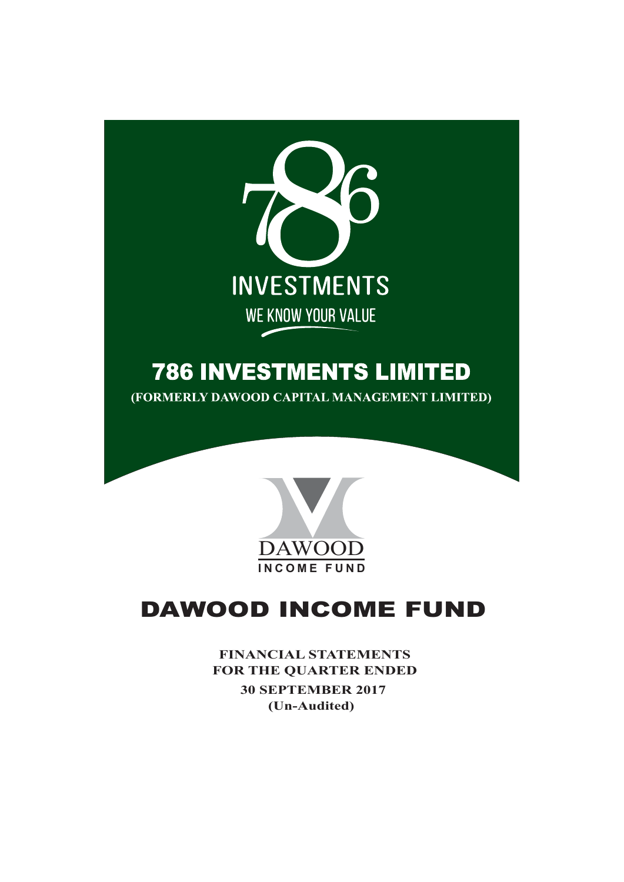786 INVESTMENTS

WE KNOW YOUR VALUE

# 786 INVESTMENTS LIMITED

**(FORMERLY DAWOOD CAPITAL MANAGEMENT LIMITED)**

DAWOOD

INCOME FUND

# DAWOOD INCOME FUND

**FINANCIAL STATEMENTS**
**FOR THE QUARTER ENDED**
**30 SEPTEMBER 2017**
**(Un-Audited)**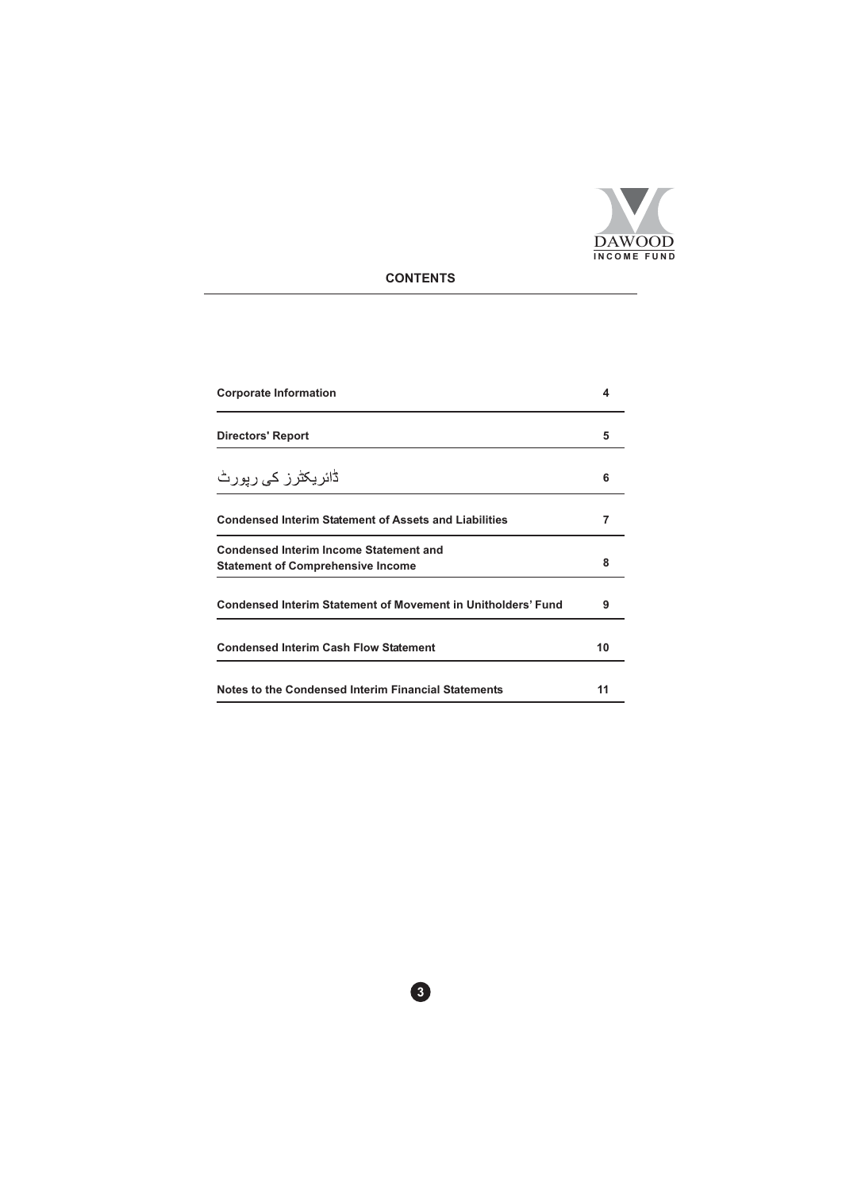DAWOOD
INCOME FUND

## CONTENTS

| | |
|---|---|
| **Corporate Information** | **4** |
| **Directors' Report** | **5** |
| ڈائریکٹرز کی رپورٹ | **6** |
| **Condensed Interim Statement of Assets and Liabilities** | **7** |
| **Condensed Interim Income Statement and Statement of Comprehensive Income** | **8** |
| **Condensed Interim Statement of Movement in Unitholders' Fund** | **9** |
| **Condensed Interim Cash Flow Statement** | **10** |
| **Notes to the Condensed Interim Financial Statements** | **11** |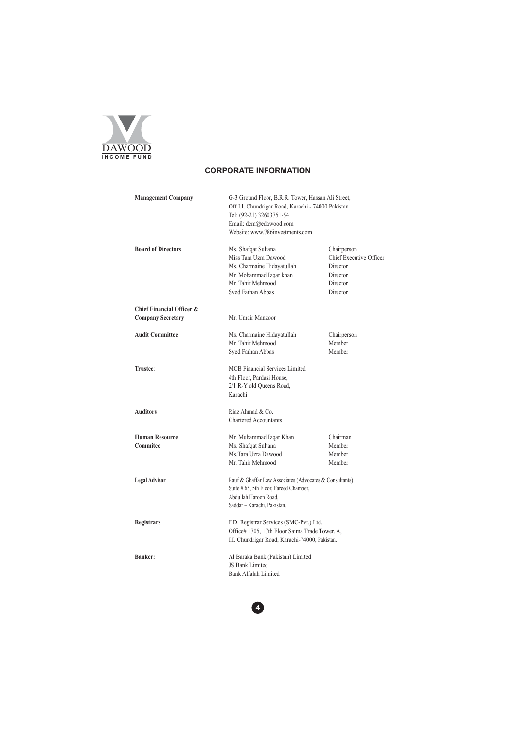DAWOOD INCOME FUND

## CORPORATE INFORMATION

**Management Company**

G-3 Ground Floor, B.R.R. Tower, Hassan Ali Street,
Off I.I. Chundrigar Road, Karachi - 74000 Pakistan
Tel: (92-21) 32603751-54
Email: dcm@edawood.com
Website: www.786investments.com

**Board of Directors**

| Name | Designation |
|---|---|
| Ms. Shafqat Sultana | Chairperson |
| Miss Tara Uzra Dawood | Chief Executive Officer |
| Ms. Charmaine Hidayatullah | Director |
| Mr. Mohammad Izqar khan | Director |
| Mr. Tahir Mehmood | Director |
| Syed Farhan Abbas | Director |

**Chief Financial Officer & Company Secretary**

Mr. Umair Manzoor

**Audit Committee**

| Name | Designation |
|---|---|
| Ms. Charmaine Hidayatullah | Chairperson |
| Mr. Tahir Mehmood | Member |
| Syed Farhan Abbas | Member |

**Trustee**:

MCB Financial Services Limited
4th Floor, Pardasi House,
2/1 R-Y old Queens Road,
Karachi

**Auditors**

Riaz Ahmad & Co.
Chartered Accountants

**Human Resource Commitee**

| Name | Designation |
|---|---|
| Mr. Muhammad Izqar Khan | Chairman |
| Ms. Shafqat Sultana | Member |
| Ms.Tara Uzra Dawood | Member |
| Mr. Tahir Mehmood | Member |

**Legal Advisor**

Rauf & Ghaffar Law Associates (Advocates & Consultants)
Suite # 65, 5th Floor, Fareed Chamber,
Abdullah Haroon Road,
Saddar – Karachi, Pakistan.

**Registrars**

F.D. Registrar Services (SMC-Pvt.) Ltd.
Office# 1705, 17th Floor Saima Trade Tower. A,
I.I. Chundrigar Road, Karachi-74000, Pakistan.

**Banker:**

Al Baraka Bank (Pakistan) Limited
JS Bank Limited
Bank Alfalah Limited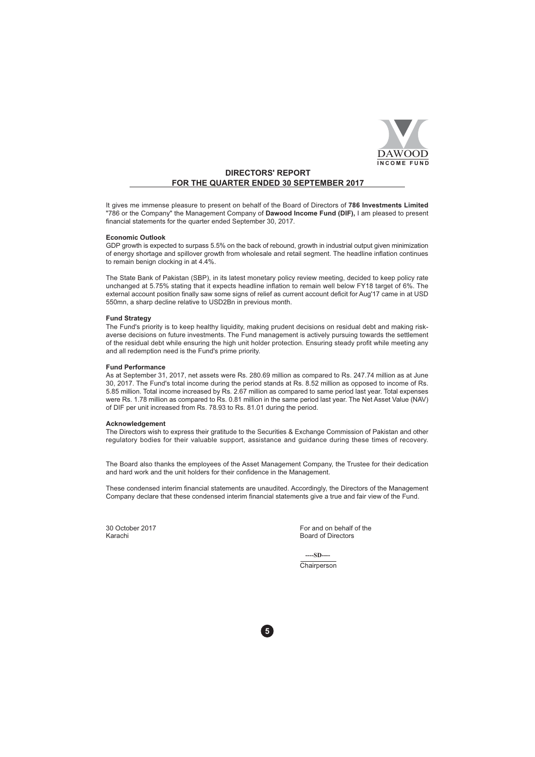# DIRECTORS' REPORT
## FOR THE QUARTER ENDED 30 SEPTEMBER 2017

It gives me immense pleasure to present on behalf of the Board of Directors of **786 Investments Limited** "786 or the Company" the Management Company of **Dawood Income Fund (DIF),** I am pleased to present financial statements for the quarter ended September 30, 2017.

**Economic Outlook**

GDP growth is expected to surpass 5.5% on the back of rebound, growth in industrial output given minimization of energy shortage and spillover growth from wholesale and retail segment. The headline inflation continues to remain benign clocking in at 4.4%.

The State Bank of Pakistan (SBP), in its latest monetary policy review meeting, decided to keep policy rate unchanged at 5.75% stating that it expects headline inflation to remain well below FY18 target of 6%. The external account position finally saw some signs of relief as current account deficit for Aug'17 came in at USD 550mn, a sharp decline relative to USD2Bn in previous month.

**Fund Strategy**

The Fund's priority is to keep healthy liquidity, making prudent decisions on residual debt and making risk-averse decisions on future investments. The Fund management is actively pursuing towards the settlement of the residual debt while ensuring the high unit holder protection. Ensuring steady profit while meeting any and all redemption need is the Fund's prime priority.

**Fund Performance**

As at September 31, 2017, net assets were Rs. 280.69 million as compared to Rs. 247.74 million as at June 30, 2017. The Fund's total income during the period stands at Rs. 8.52 million as opposed to income of Rs. 5.85 million. Total income increased by Rs. 2.67 million as compared to same period last year. Total expenses were Rs. 1.78 million as compared to Rs. 0.81 million in the same period last year. The Net Asset Value (NAV) of DIF per unit increased from Rs. 78.93 to Rs. 81.01 during the period.

**Acknowledgement**

The Directors wish to express their gratitude to the Securities & Exchange Commission of Pakistan and other regulatory bodies for their valuable support, assistance and guidance during these times of recovery.

The Board also thanks the employees of the Asset Management Company, the Trustee for their dedication and hard work and the unit holders for their confidence in the Management.

These condensed interim financial statements are unaudited. Accordingly, the Directors of the Management Company declare that these condensed interim financial statements give a true and fair view of the Fund.

30 October 2017
Karachi

For and on behalf of the
Board of Directors

----SD----

Chairperson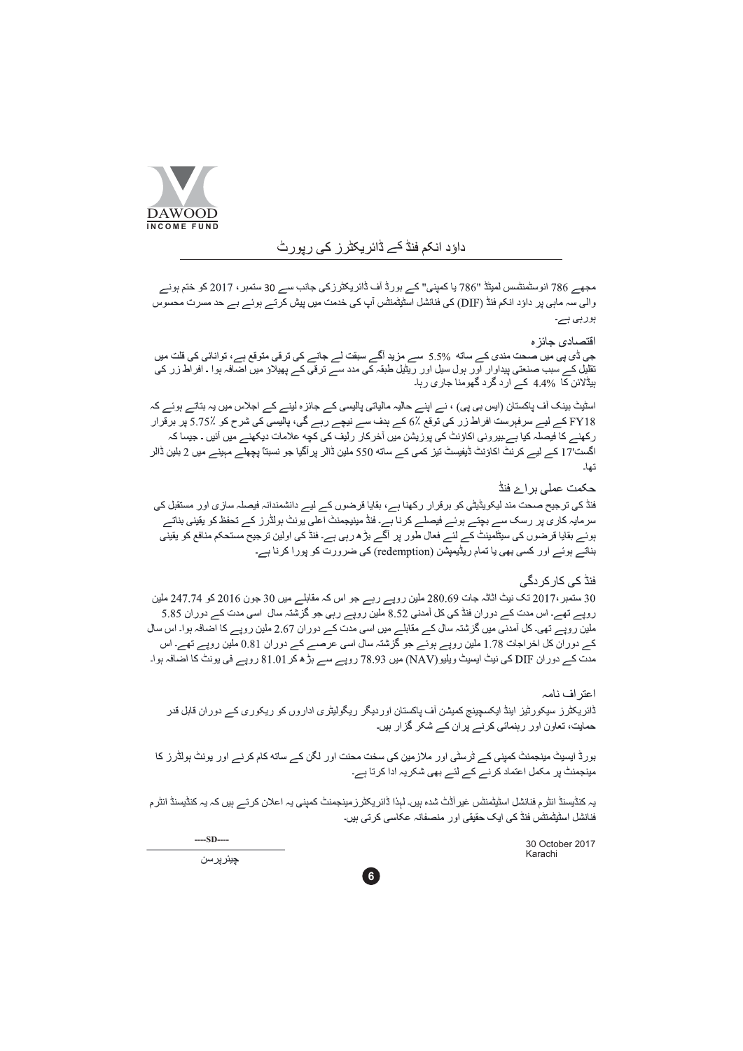DAWOOD INCOME FUND

# داؤد انکم فنڈ کے ڈائریکٹرز کی رپورٹ

مجھے 786 انوسٹمنٹس لمیٹڈ "786" یا کمپنی" کے بورڈ آف ڈائریکٹرزکی جانب سے 30 ستمبر، 2017 کو ختم ہونے والی سہ ماہی پر داؤد انکم فنڈ (DIF) کی فنانشل اسٹیٹمنٹس آپ کی خدمت میں پیش کرتے ہوئے بے حد مسرت محسوس ہورہی ہے۔

## اقتصادی جائزہ

جی ڈی پی میں صحت مندی کے ساتھ 5.5% سے مزید آگے سبقت لے جانے کی ترقی متوقع ہے، توانائی کی قلت میں تقلیل کے سبب صنعتی پیداوار اور ہول سیل اور ریٹیل طبقہ کی مدد سے ترقی کے پھیلاؤ میں اضافہ ہوا۔ افراط زر کی ہیڈلائن کا 4.4% کے ارد گرد گھومنا جاری رہا۔

اسٹیٹ بینک آف پاکستان (ایس بی پی) ، نے اپنے حالیہ مالیاتی پالیسی کے جائزہ لینے کے اجلاس میں یہ بتاتے ہوئے کہ FY18 کے لیے سرفہرست افراط زر کی توقع 6٪ کے ہدف سے نیچے رہے گی، پالیسی کی شرح کو 5.75٪ پر برقرار رکھنے کا فیصلہ کیا ہے۔بیرونی اکاؤنٹ کی پوزیشن میں آخرکار ریلیف کی کچھ علامات دیکھنے میں آئیں ۔ جیسا کہ اگست'17 کے لیے کرنٹ اکاؤنٹ ڈیفیسٹ تیز کمی کے ساتھ 550 ملین ڈالر پرآگیا جو نسبتاً پچھلے مہینے میں 2 بلین ڈالر تھا۔

## حکمت عملی برائے فنڈ

فنڈ کی ترجیح صحت مند لیکویڈیٹی کو برقرار رکھنا ہے، بقایا قرضوں کے لیے دانشمندانہ فیصلہ سازی اور مستقبل کی سرمایہ کاری پر رسک سے بچتے ہوئے فیصلے کرنا ہے۔ فنڈ مینیجمنٹ اعلی یونٹ ہولڈرز کے تحفظ کو یقینی بناتے ہوئے بقایا قرضوں کی سیٹلمینٹ کے لئے فعال طور پر آگے بڑھ رہی ہے۔ فنڈ کی اولین ترجیح مستحکم منافع کو یقینی بناتے ہوئے اور کسی بھی یا تمام ریڈیمپشن (redemption) کی ضرورت کو پورا کرنا ہے۔

## فنڈ کی کارکردگی

30 ستمبر،2017 تک نیٹ اثاثہ جات 280.69 ملین روپے رہے جو اس کہ مقابلے میں 30 جون 2016 کو 247.74 ملین روپے تھے۔ اس مدت کے دوران فنڈ کی کل آمدنی 8.52 ملین روپے رہی جو گزشتہ سال اسی مدت کے دوران 5.85 ملین روپے تھی۔ کل آمدنی میں گزشتہ سال کے مقابلے میں اسی مدت کے دوران 2.67 ملین روپے کا اضافہ ہوا۔ اس سال کے دوران کل اخراجات 1.78 ملین روپے ہوئے جو گزشتہ سال اسی عرصے کے دوران 0.81 ملین روپے تھے۔ اس مدت کے دوران DIF کی نیٹ ایسیٹ ویلیو(NAV) میں 78.93 روپے سے بڑھ کر 81.01 روپے فی یونٹ کا اضافہ ہوا۔

## اعتراف نامہ

ڈائریکٹرز سیکورٹیز اینڈ ایکسچینج کمیشن آف پاکستان اوردیگر ریگولیٹری اداروں کو ریکوری کے دوران قابل قدر حمایت، تعاون اور رہنمائی کرنے پران کے شکر گزار ہیں۔

بورڈ ایسیٹ مینجمنٹ کمپنی کے ٹرسٹی اور ملازمین کی سخت محنت اور لگن کے ساتھ کام کرنے اور یونٹ ہولڈرز کا مینجمنٹ پر مکمل اعتماد کرنے کے لئے بھی شکریہ ادا کرتا ہے۔

یہ کنڈیسنڈ انٹرم فنانشل اسٹیٹمنٹس غیرآڈٹ شدہ ہیں۔ لہٰذا ڈائریکٹرزمینجمنٹ کمپنی یہ اعلان کرتے ہیں کہ یہ کنڈیسنڈ انٹرم فنانشل اسٹیٹمنٹس فنڈ کی ایک حقیقی اور منصفانہ عکاسی کرتی ہیں۔

----SD----

چیئرپرسن

30 October 2017
Karachi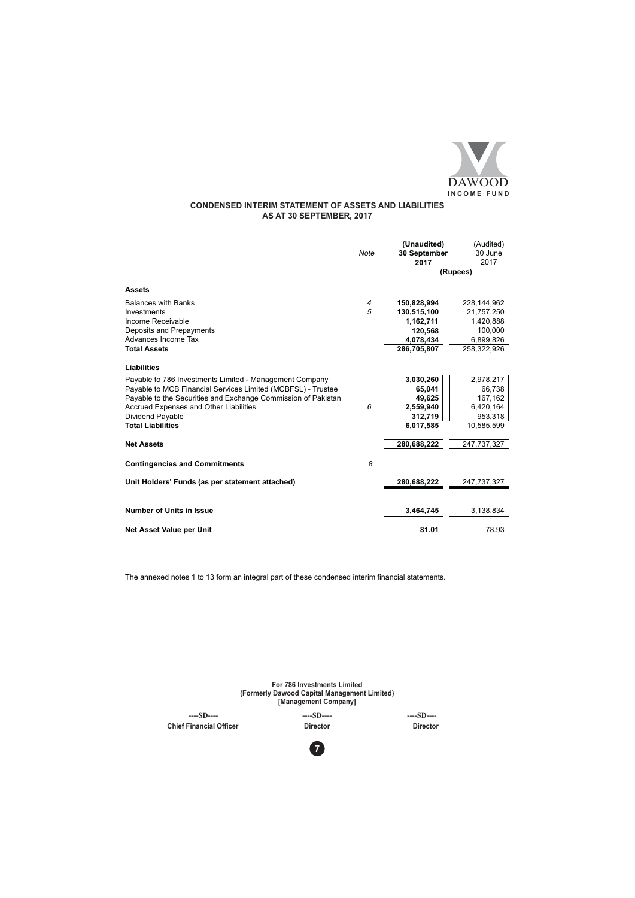DAWOOD INCOME FUND

## CONDENSED INTERIM STATEMENT OF ASSETS AND LIABILITIES AS AT 30 SEPTEMBER, 2017

| | Note | (Unaudited) 30 September 2017 | (Audited) 30 June 2017 |
|---|---|---|---|
| | | (Rupees) | |
| **Assets** | | | |
| Balances with Banks | 4 | **150,828,994** | 228,144,962 |
| Investments | 5 | **130,515,100** | 21,757,250 |
| Income Receivable | | **1,162,711** | 1,420,888 |
| Deposits and Prepayments | | **120,568** | 100,000 |
| Advances Income Tax | | **4,078,434** | 6,899,826 |
| **Total Assets** | | **286,705,807** | 258,322,926 |
| **Liabilities** | | | |
| Payable to 786 Investments Limited - Management Company | | **3,030,260** | 2,978,217 |
| Payable to MCB Financial Services Limited (MCBFSL) - Trustee | | **65,041** | 66,738 |
| Payable to the Securities and Exchange Commission of Pakistan | | **49,625** | 167,162 |
| Accrued Expenses and Other Liabilities | 6 | **2,559,940** | 6,420,164 |
| Dividend Payable | | **312,719** | 953,318 |
| **Total Liabilities** | | **6,017,585** | 10,585,599 |
| **Net Assets** | | **280,688,222** | 247,737,327 |
| **Contingencies and Commitments** | 8 | | |
| **Unit Holders' Funds (as per statement attached)** | | **280,688,222** | 247,737,327 |
| **Number of Units in Issue** | | **3,464,745** | 3,138,834 |
| **Net Asset Value per Unit** | | **81.01** | 78.93 |

The annexed notes 1 to 13 form an integral part of these condensed interim financial statements.

**For 786 Investments Limited**
**(Formerly Dawood Capital Management Limited)**
**[Management Company]**

| ----SD---- | ----SD---- | ----SD---- |
|---|---|---|
| **Chief Financial Officer** | **Director** | **Director** |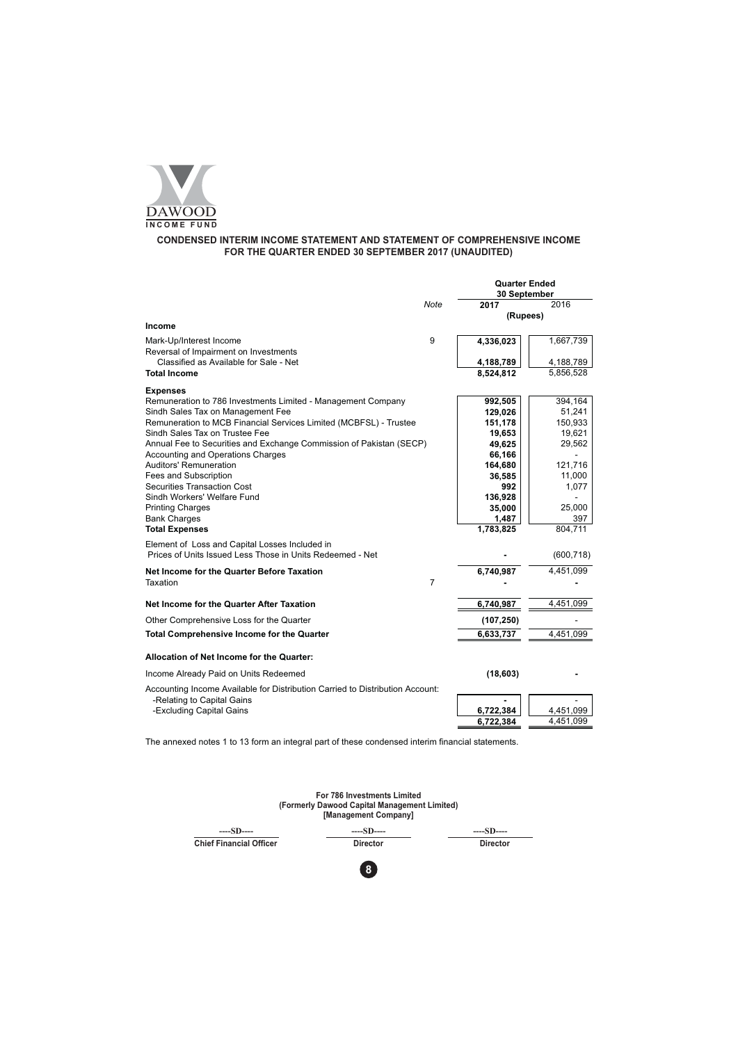DAWOOD INCOME FUND

## CONDENSED INTERIM INCOME STATEMENT AND STATEMENT OF COMPREHENSIVE INCOME FOR THE QUARTER ENDED 30 SEPTEMBER 2017 (UNAUDITED)

| | Note | Quarter Ended 30 September | |
|---|---|---|---|
| | | **2017** | 2016 |
| | | (Rupees) | |
| **Income** | | | |
| Mark-Up/Interest Income | 9 | **4,336,023** | 1,667,739 |
| Reversal of Impairment on Investments Classified as Available for Sale - Net | | **4,188,789** | 4,188,789 |
| **Total Income** | | **8,524,812** | 5,856,528 |
| **Expenses** | | | |
| Remuneration to 786 Investments Limited - Management Company | | **992,505** | 394,164 |
| Sindh Sales Tax on Management Fee | | **129,026** | 51,241 |
| Remuneration to MCB Financial Services Limited (MCBFSL) - Trustee | | **151,178** | 150,933 |
| Sindh Sales Tax on Trustee Fee | | **19,653** | 19,621 |
| Annual Fee to Securities and Exchange Commission of Pakistan (SECP) | | **49,625** | 29,562 |
| Accounting and Operations Charges | | **66,166** | - |
| Auditors' Remuneration | | **164,680** | 121,716 |
| Fees and Subscription | | **36,585** | 11,000 |
| Securities Transaction Cost | | **992** | 1,077 |
| Sindh Workers' Welfare Fund | | **136,928** | - |
| Printing Charges | | **35,000** | 25,000 |
| Bank Charges | | **1,487** | 397 |
| **Total Expenses** | | **1,783,825** | 804,711 |
| Element of Loss and Capital Losses Included in Prices of Units Issued Less Those in Units Redeemed - Net | | **-** | (600,718) |
| **Net Income for the Quarter Before Taxation** | | **6,740,987** | 4,451,099 |
| Taxation | 7 | **-** | **-** |
| **Net Income for the Quarter After Taxation** | | **6,740,987** | 4,451,099 |
| Other Comprehensive Loss for the Quarter | | **(107,250)** | - |
| **Total Comprehensive Income for the Quarter** | | **6,633,737** | 4,451,099 |
| **Allocation of Net Income for the Quarter:** | | | |
| Income Already Paid on Units Redeemed | | **(18,603)** | **-** |
| Accounting Income Available for Distribution Carried to Distribution Account: | | | |
| -Relating to Capital Gains | | **-** | - |
| -Excluding Capital Gains | | **6,722,384** | 4,451,099 |
| | | **6,722,384** | 4,451,099 |

The annexed notes 1 to 13 form an integral part of these condensed interim financial statements.

**For 786 Investments Limited**
**(Formerly Dawood Capital Management Limited)**
**[Management Company]**

| ----SD---- | ----SD---- | ----SD---- |
|---|---|---|
| **Chief Financial Officer** | **Director** | **Director** |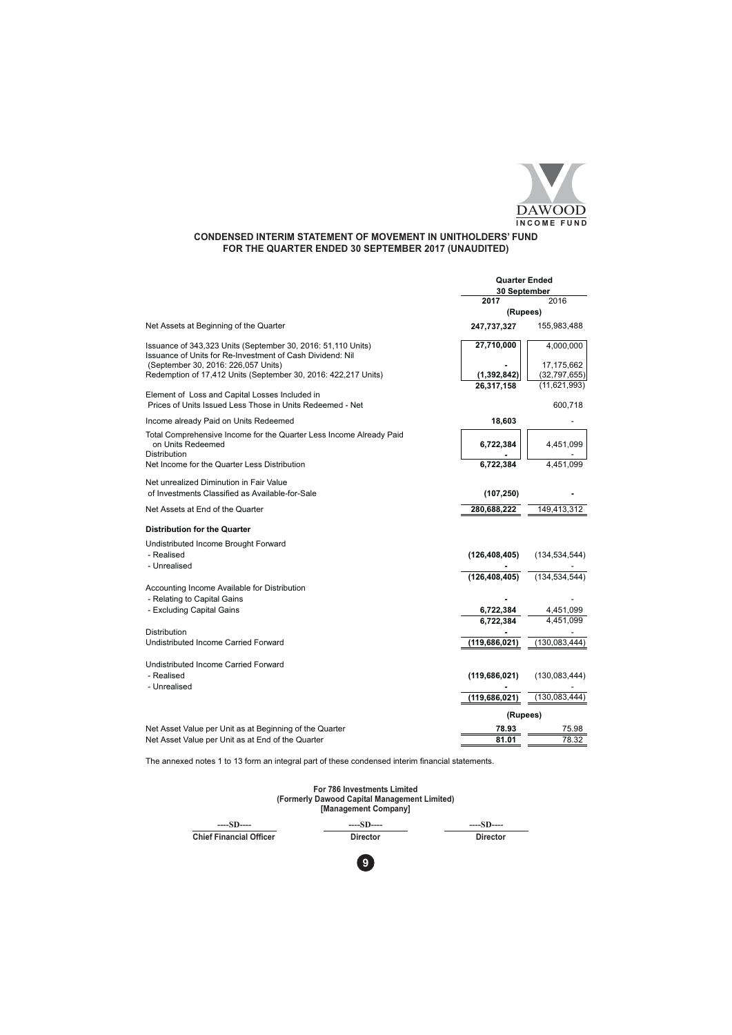# CONDENSED INTERIM STATEMENT OF MOVEMENT IN UNITHOLDERS' FUND
## FOR THE QUARTER ENDED 30 SEPTEMBER 2017 (UNAUDITED)

| | Quarter Ended 30 September | |
|---|---|---|
| | **2017** | 2016 |
| | (Rupees) | |
| Net Assets at Beginning of the Quarter | **247,737,327** | 155,983,488 |
| Issuance of 343,323 Units (September 30, 2016: 51,110 Units) | **27,710,000** | 4,000,000 |
| Issuance of Units for Re-Investment of Cash Dividend: Nil (September 30, 2016: 226,057 Units) | **-** | 17,175,662 |
| Redemption of 17,412 Units (September 30, 2016: 422,217 Units) | **(1,392,842)** | (32,797,655) |
| | **26,317,158** | (11,621,993) |
| Element of Loss and Capital Losses Included in Prices of Units Issued Less Those in Units Redeemed - Net | | 600,718 |
| Income already Paid on Units Redeemed | **18,603** | - |
| Total Comprehensive Income for the Quarter Less Income Already Paid on Units Redeemed | **6,722,384** | 4,451,099 |
| Distribution | **-** | - |
| Net Income for the Quarter Less Distribution | **6,722,384** | 4,451,099 |
| Net unrealized Diminution in Fair Value of Investments Classified as Available-for-Sale | **(107,250)** | **-** |
| Net Assets at End of the Quarter | **280,688,222** | 149,413,312 |
| **Distribution for the Quarter** | | |
| Undistributed Income Brought Forward | | |
| - Realised | **(126,408,405)** | (134,534,544) |
| - Unrealised | **-** | - |
| | **(126,408,405)** | (134,534,544) |
| Accounting Income Available for Distribution | | |
| - Relating to Capital Gains | **-** | - |
| - Excluding Capital Gains | **6,722,384** | 4,451,099 |
| | **6,722,384** | 4,451,099 |
| Distribution | **-** | - |
| Undistributed Income Carried Forward | **(119,686,021)** | (130,083,444) |
| Undistributed Income Carried Forward | | |
| - Realised | **(119,686,021)** | (130,083,444) |
| - Unrealised | **-** | - |
| | **(119,686,021)** | (130,083,444) |
| | (Rupees) | |
| Net Asset Value per Unit as at Beginning of the Quarter | **78.93** | 75.98 |
| Net Asset Value per Unit as at End of the Quarter | **81.01** | 78.32 |

The annexed notes 1 to 13 form an integral part of these condensed interim financial statements.

**For 786 Investments Limited**
**(Formerly Dawood Capital Management Limited)**
**[Management Company]**

| ----SD---- | ----SD---- | ----SD---- |
|---|---|---|
| **Chief Financial Officer** | **Director** | **Director** |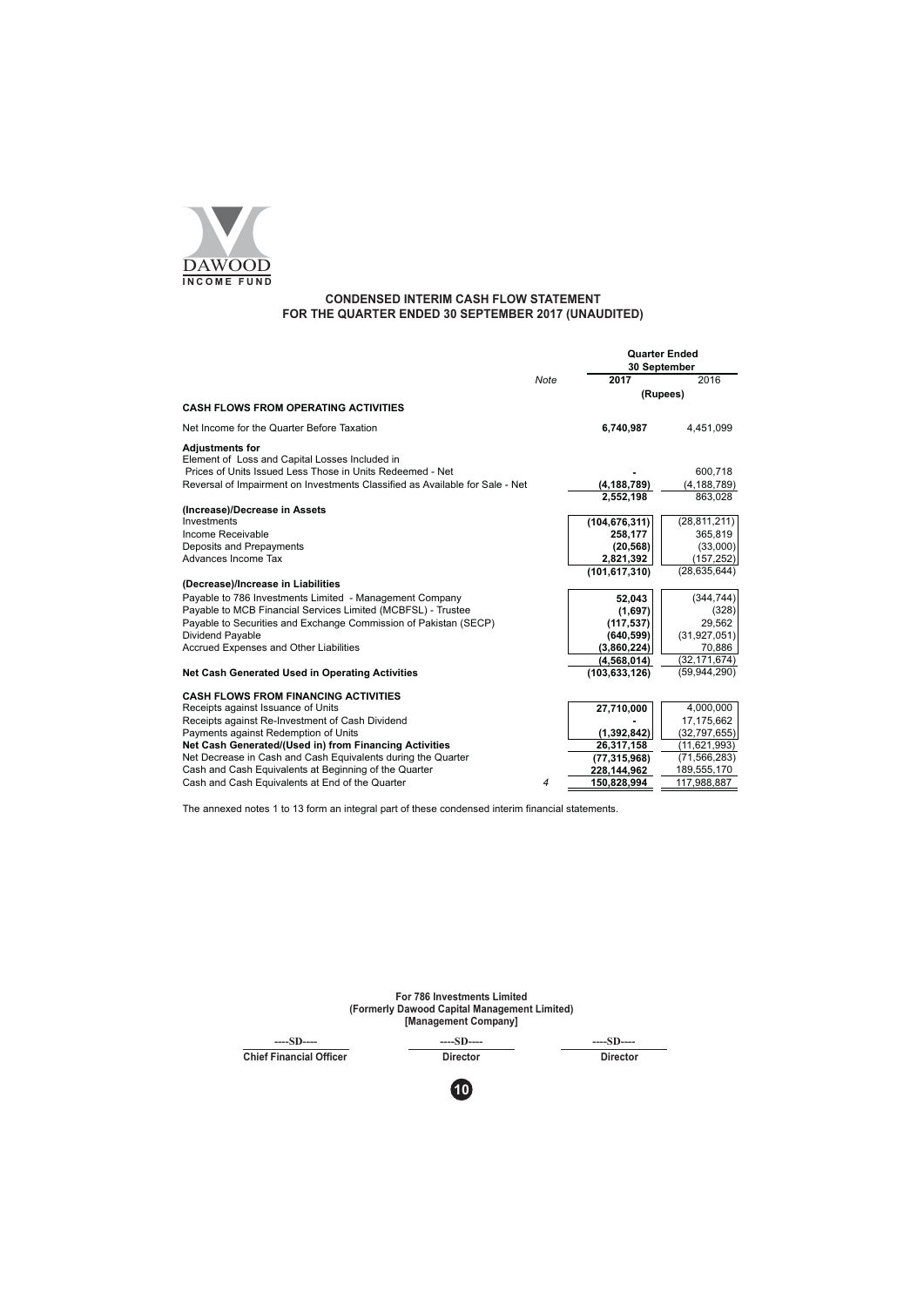DAWOOD
INCOME FUND

## CONDENSED INTERIM CASH FLOW STATEMENT
## FOR THE QUARTER ENDED 30 SEPTEMBER 2017 (UNAUDITED)

| | Note | Quarter Ended 30 September | |
|---|---|---|---|
| | | **2017** | 2016 |
| | | (Rupees) | |
| **CASH FLOWS FROM OPERATING ACTIVITIES** | | | |
| Net Income for the Quarter Before Taxation | | **6,740,987** | 4,451,099 |
| **Adjustments for** | | | |
| Element of Loss and Capital Losses Included in Prices of Units Issued Less Those in Units Redeemed - Net | | **-** | 600,718 |
| Reversal of Impairment on Investments Classified as Available for Sale - Net | | **(4,188,789)** | (4,188,789) |
| | | **2,552,198** | 863,028 |
| **(Increase)/Decrease in Assets** | | | |
| Investments | | **(104,676,311)** | (28,811,211) |
| Income Receivable | | **258,177** | 365,819 |
| Deposits and Prepayments | | **(20,568)** | (33,000) |
| Advances Income Tax | | **2,821,392** | (157,252) |
| | | **(101,617,310)** | (28,635,644) |
| **(Decrease)/Increase in Liabilities** | | | |
| Payable to 786 Investments Limited - Management Company | | **52,043** | (344,744) |
| Payable to MCB Financial Services Limited (MCBFSL) - Trustee | | **(1,697)** | (328) |
| Payable to Securities and Exchange Commission of Pakistan (SECP) | | **(117,537)** | 29,562 |
| Dividend Payable | | **(640,599)** | (31,927,051) |
| Accrued Expenses and Other Liabilities | | **(3,860,224)** | 70,886 |
| | | **(4,568,014)** | (32,171,674) |
| **Net Cash Generated Used in Operating Activities** | | **(103,633,126)** | (59,944,290) |
| **CASH FLOWS FROM FINANCING ACTIVITIES** | | | |
| Receipts against Issuance of Units | | **27,710,000** | 4,000,000 |
| Receipts against Re-Investment of Cash Dividend | | **-** | 17,175,662 |
| Payments against Redemption of Units | | **(1,392,842)** | (32,797,655) |
| **Net Cash Generated/(Used in) from Financing Activities** | | **26,317,158** | (11,621,993) |
| Net Decrease in Cash and Cash Equivalents during the Quarter | | **(77,315,968)** | (71,566,283) |
| Cash and Cash Equivalents at Beginning of the Quarter | | **228,144,962** | 189,555,170 |
| Cash and Cash Equivalents at End of the Quarter | 4 | **150,828,994** | 117,988,887 |

The annexed notes 1 to 13 form an integral part of these condensed interim financial statements.

**For 786 Investments Limited**
**(Formerly Dawood Capital Management Limited)**
**[Management Company]**

| ----SD---- | ----SD---- | ----SD---- |
|---|---|---|
| **Chief Financial Officer** | **Director** | **Director** |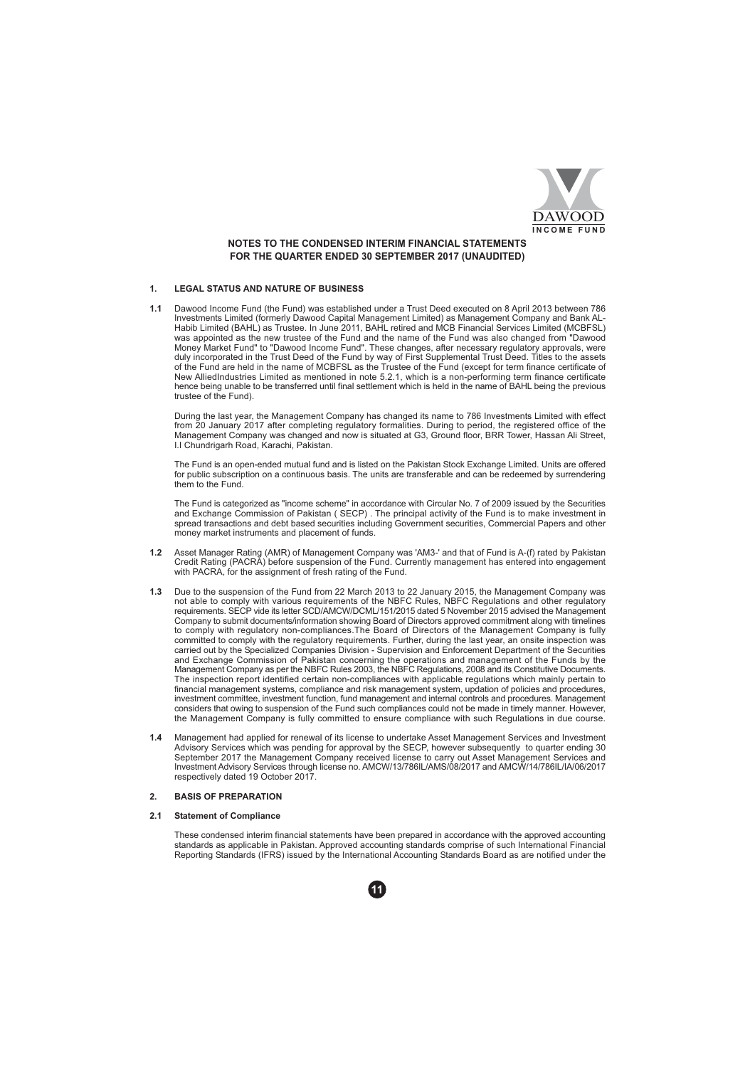## NOTES TO THE CONDENSED INTERIM FINANCIAL STATEMENTS FOR THE QUARTER ENDED 30 SEPTEMBER 2017 (UNAUDITED)

### 1. LEGAL STATUS AND NATURE OF BUSINESS

**1.1** Dawood Income Fund (the Fund) was established under a Trust Deed executed on 8 April 2013 between 786 Investments Limited (formerly Dawood Capital Management Limited) as Management Company and Bank AL-Habib Limited (BAHL) as Trustee. In June 2011, BAHL retired and MCB Financial Services Limited (MCBFSL) was appointed as the new trustee of the Fund and the name of the Fund was also changed from "Dawood Money Market Fund" to "Dawood Income Fund". These changes, after necessary regulatory approvals, were duly incorporated in the Trust Deed of the Fund by way of First Supplemental Trust Deed. Titles to the assets of the Fund are held in the name of MCBFSL as the Trustee of the Fund (except for term finance certificate of New AlliedIndustries Limited as mentioned in note 5.2.1, which is a non-performing term finance certificate hence being unable to be transferred until final settlement which is held in the name of BAHL being the previous trustee of the Fund).

During the last year, the Management Company has changed its name to 786 Investments Limited with effect from 20 January 2017 after completing regulatory formalities. During to period, the registered office of the Management Company was changed and now is situated at G3, Ground floor, BRR Tower, Hassan Ali Street, I.I Chundrigarh Road, Karachi, Pakistan.

The Fund is an open-ended mutual fund and is listed on the Pakistan Stock Exchange Limited. Units are offered for public subscription on a continuous basis. The units are transferable and can be redeemed by surrendering them to the Fund.

The Fund is categorized as "income scheme" in accordance with Circular No. 7 of 2009 issued by the Securities and Exchange Commission of Pakistan ( SECP) . The principal activity of the Fund is to make investment in spread transactions and debt based securities including Government securities, Commercial Papers and other money market instruments and placement of funds.

**1.2** Asset Manager Rating (AMR) of Management Company was 'AM3-' and that of Fund is A-(f) rated by Pakistan Credit Rating (PACRA) before suspension of the Fund. Currently management has entered into engagement with PACRA, for the assignment of fresh rating of the Fund.

**1.3** Due to the suspension of the Fund from 22 March 2013 to 22 January 2015, the Management Company was not able to comply with various requirements of the NBFC Rules, NBFC Regulations and other regulatory requirements. SECP vide its letter SCD/AMCW/DCML/151/2015 dated 5 November 2015 advised the Management Company to submit documents/information showing Board of Directors approved commitment along with timelines to comply with regulatory non-compliances.The Board of Directors of the Management Company is fully committed to comply with the regulatory requirements. Further, during the last year, an onsite inspection was carried out by the Specialized Companies Division - Supervision and Enforcement Department of the Securities and Exchange Commission of Pakistan concerning the operations and management of the Funds by the Management Company as per the NBFC Rules 2003, the NBFC Regulations, 2008 and its Constitutive Documents. The inspection report identified certain non-compliances with applicable regulations which mainly pertain to financial management systems, compliance and risk management system, updation of policies and procedures, investment committee, investment function, fund management and internal controls and procedures. Management considers that owing to suspension of the Fund such compliances could not be made in timely manner. However, the Management Company is fully committed to ensure compliance with such Regulations in due course.

**1.4** Management had applied for renewal of its license to undertake Asset Management Services and Investment Advisory Services which was pending for approval by the SECP, however subsequently to quarter ending 30 September 2017 the Management Company received license to carry out Asset Management Services and Investment Advisory Services through license no. AMCW/13/786IL/AMS/08/2017 and AMCW/14/786IL/IA/06/2017 respectively dated 19 October 2017.

### 2. BASIS OF PREPARATION

**2.1 Statement of Compliance**

These condensed interim financial statements have been prepared in accordance with the approved accounting standards as applicable in Pakistan. Approved accounting standards comprise of such International Financial Reporting Standards (IFRS) issued by the International Accounting Standards Board as are notified under the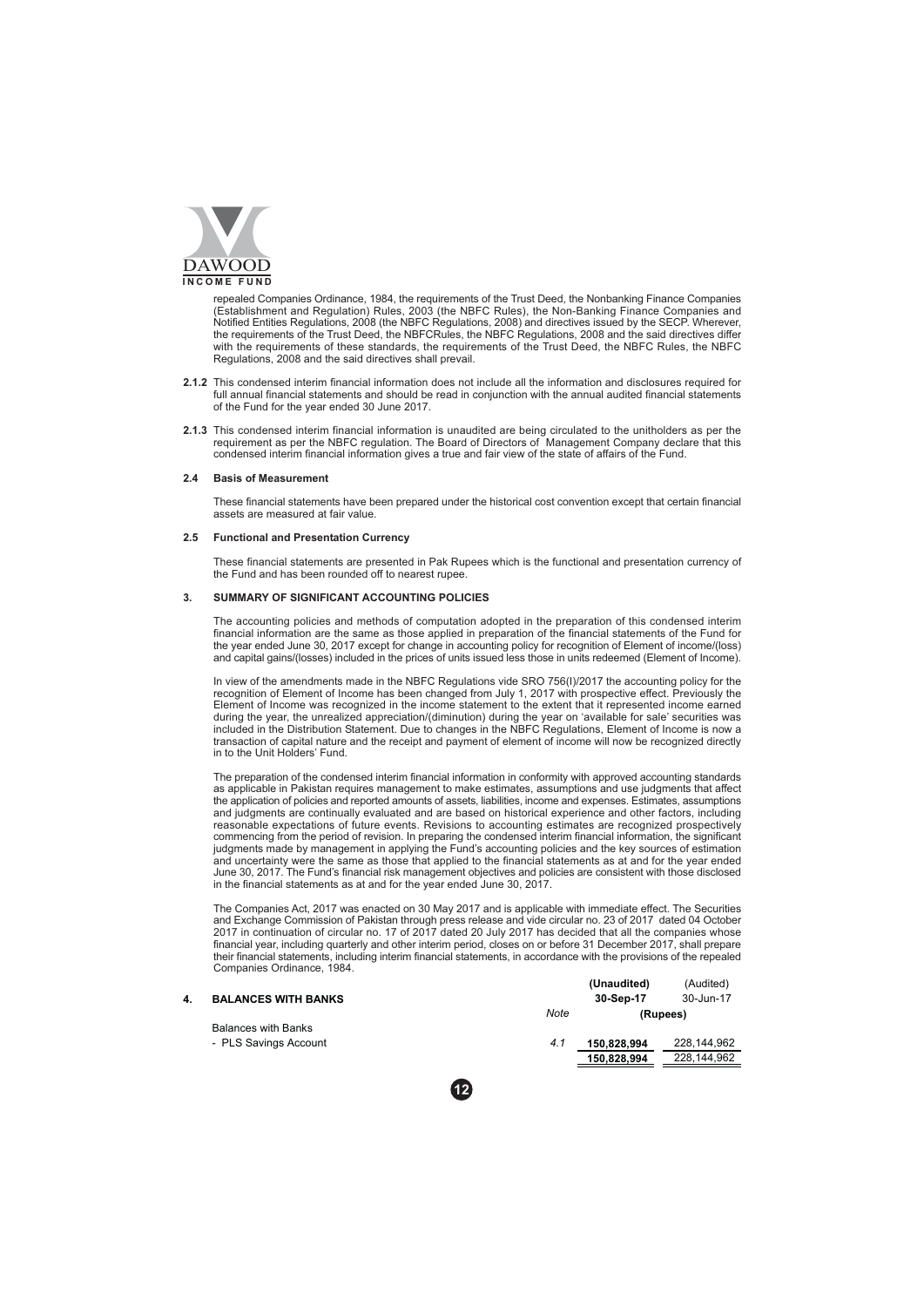repealed Companies Ordinance, 1984, the requirements of the Trust Deed, the Nonbanking Finance Companies (Establishment and Regulation) Rules, 2003 (the NBFC Rules), the Non-Banking Finance Companies and Notified Entities Regulations, 2008 (the NBFC Regulations, 2008) and directives issued by the SECP. Wherever, the requirements of the Trust Deed, the NBFCRules, the NBFC Regulations, 2008 and the said directives differ with the requirements of these standards, the requirements of the Trust Deed, the NBFC Rules, the NBFC Regulations, 2008 and the said directives shall prevail.

**2.1.2** This condensed interim financial information does not include all the information and disclosures required for full annual financial statements and should be read in conjunction with the annual audited financial statements of the Fund for the year ended 30 June 2017.

**2.1.3** This condensed interim financial information is unaudited are being circulated to the unitholders as per the requirement as per the NBFC regulation. The Board of Directors of Management Company declare that this condensed interim financial information gives a true and fair view of the state of affairs of the Fund.

### 2.4 Basis of Measurement

These financial statements have been prepared under the historical cost convention except that certain financial assets are measured at fair value.

### 2.5 Functional and Presentation Currency

These financial statements are presented in Pak Rupees which is the functional and presentation currency of the Fund and has been rounded off to nearest rupee.

## 3. SUMMARY OF SIGNIFICANT ACCOUNTING POLICIES

The accounting policies and methods of computation adopted in the preparation of this condensed interim financial information are the same as those applied in preparation of the financial statements of the Fund for the year ended June 30, 2017 except for change in accounting policy for recognition of Element of income/(loss) and capital gains/(losses) included in the prices of units issued less those in units redeemed (Element of Income).

In view of the amendments made in the NBFC Regulations vide SRO 756(I)/2017 the accounting policy for the recognition of Element of Income has been changed from July 1, 2017 with prospective effect. Previously the Element of Income was recognized in the income statement to the extent that it represented income earned during the year, the unrealized appreciation/(diminution) during the year on 'available for sale' securities was included in the Distribution Statement. Due to changes in the NBFC Regulations, Element of Income is now a transaction of capital nature and the receipt and payment of element of income will now be recognized directly in to the Unit Holders' Fund.

The preparation of the condensed interim financial information in conformity with approved accounting standards as applicable in Pakistan requires management to make estimates, assumptions and use judgments that affect the application of policies and reported amounts of assets, liabilities, income and expenses. Estimates, assumptions and judgments are continually evaluated and are based on historical experience and other factors, including reasonable expectations of future events. Revisions to accounting estimates are recognized prospectively commencing from the period of revision. In preparing the condensed interim financial information, the significant judgments made by management in applying the Fund's accounting policies and the key sources of estimation and uncertainty were the same as those that applied to the financial statements as at and for the year ended June 30, 2017. The Fund's financial risk management objectives and policies are consistent with those disclosed in the financial statements as at and for the year ended June 30, 2017.

The Companies Act, 2017 was enacted on 30 May 2017 and is applicable with immediate effect. The Securities and Exchange Commission of Pakistan through press release and vide circular no. 23 of 2017 dated 04 October 2017 in continuation of circular no. 17 of 2017 dated 20 July 2017 has decided that all the companies whose financial year, including quarterly and other interim period, closes on or before 31 December 2017, shall prepare their financial statements, including interim financial statements, in accordance with the provisions of the repealed Companies Ordinance, 1984.

## 4. BALANCES WITH BANKS

| | Note | (Unaudited) 30-Sep-17 | (Audited) 30-Jun-17 |
|---|---|---|---|
| | | (Rupees) | |
| Balances with Banks | | | |
| - PLS Savings Account | 4.1 | 150,828,994 | 228,144,962 |
| | | **150,828,994** | 228,144,962 |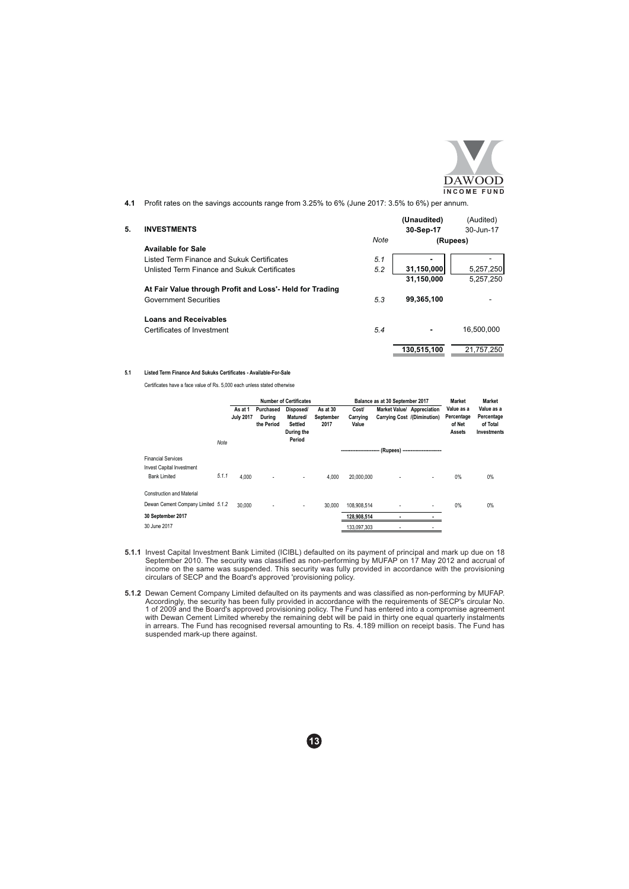**4.1** Profit rates on the savings accounts range from 3.25% to 6% (June 2017: 3.5% to 6%) per annum.

| **5. INVESTMENTS** | Note | **(Unaudited) 30-Sep-17** | (Audited) 30-Jun-17 |
|---|---|---|---|
| | | **(Rupees)** | |
| **Available for Sale** | | | |
| Listed Term Finance and Sukuk Certificates | 5.1 | **-** | - |
| Unlisted Term Finance and Sukuk Certificates | 5.2 | **31,150,000** | 5,257,250 |
| | | **31,150,000** | 5,257,250 |
| **At Fair Value through Profit and Loss'- Held for Trading** | | | |
| Government Securities | 5.3 | **99,365,100** | - |
| **Loans and Receivables** | | | |
| Certificates of Investment | 5.4 | **-** | 16,500,000 |
| | | **130,515,100** | 21,757,250 |

**5.1 Listed Term Finance And Sukuks Certificates - Available-For-Sale**

Certificates have a face value of Rs. 5,000 each unless stated otherwise

| | Note | Number of Certificates | | | | Balance as at 30 September 2017 | | | Market Value as a Percentage of Net Assets | Market Value as a Percentage of Total Investments |
|---|---|---|---|---|---|---|---|---|---|---|
| | | As at 1 July 2017 | Purchased During the Period | Disposed/ Matured/ Settled During the Period | As at 30 September 2017 | Cost/ Carrying Value | Market Value/ Carrying Cost | Appreciation /(Diminution) | | |
| | | | | | | (Rupees) | | | | |
| Financial Services | | | | | | | | | | |
| Invest Capital Investment Bank Limited | 5.1.1 | 4,000 | - | - | 4,000 | 20,000,000 | - | - | 0% | 0% |
| Construction and Material | | | | | | | | | | |
| Dewan Cement Company Limited | 5.1.2 | 30,000 | - | - | 30,000 | 108,908,514 | - | - | 0% | 0% |
| **30 September 2017** | | | | | | **128,908,514** | **-** | **-** | | |
| 30 June 2017 | | | | | | 133,097,303 | - | - | | |

**5.1.1** Invest Capital Investment Bank Limited (ICIBL) defaulted on its payment of principal and mark up due on 18 September 2010. The security was classified as non-performing by MUFAP on 17 May 2012 and accrual of income on the same was suspended. This security was fully provided in accordance with the provisioning circulars of SECP and the Board's approved 'provisioning policy.

**5.1.2** Dewan Cement Company Limited defaulted on its payments and was classified as non-performing by MUFAP. Accordingly, the security has been fully provided in accordance with the requirements of SECP's circular No. 1 of 2009 and the Board's approved provisioning policy. The Fund has entered into a compromise agreement with Dewan Cement Limited whereby the remaining debt will be paid in thirty one equal quarterly instalments in arrears. The Fund has recognised reversal amounting to Rs. 4.189 million on receipt basis. The Fund has suspended mark-up there against.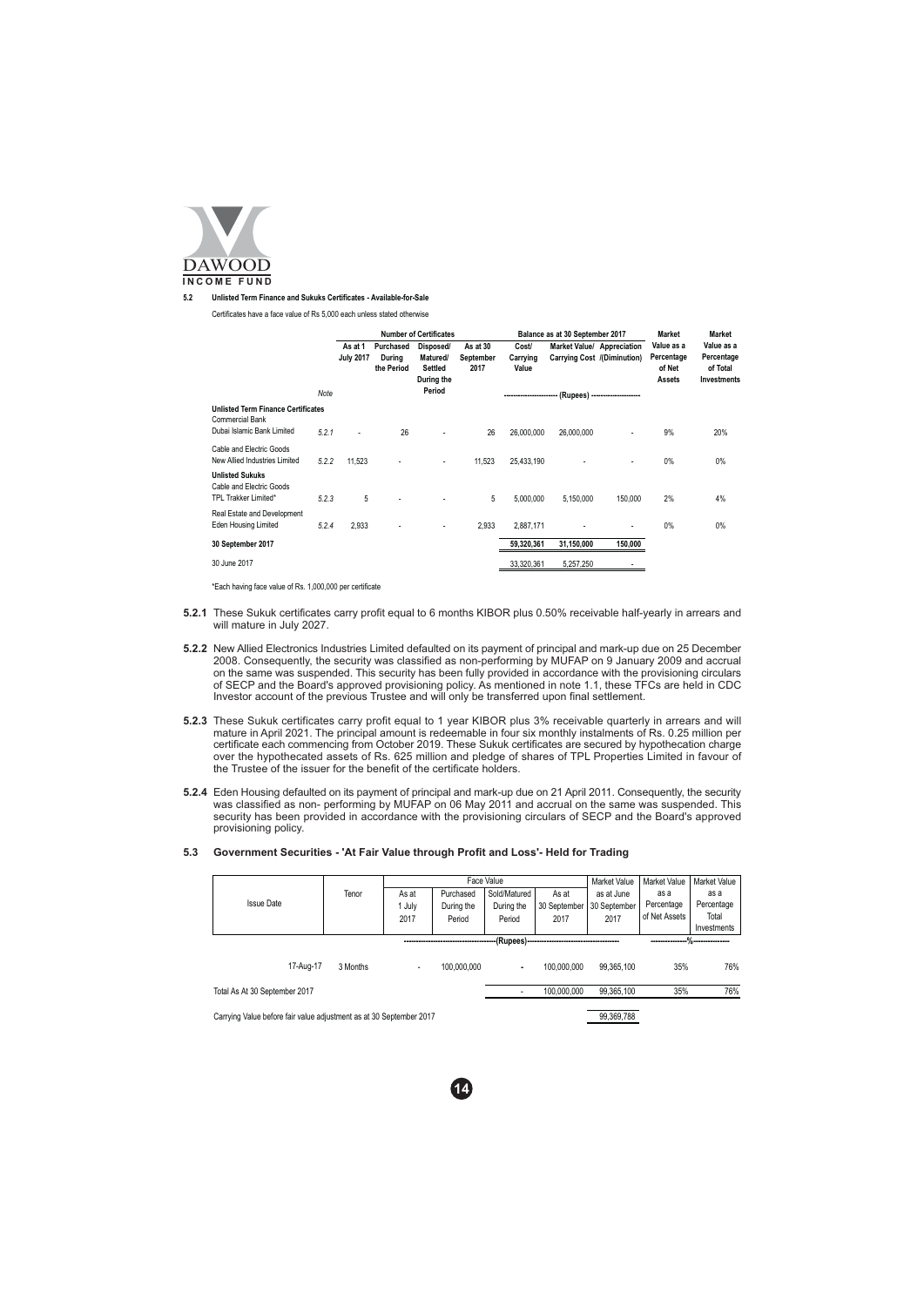### 5.2 Unlisted Term Finance and Sukuks Certificates - Available-for-Sale

Certificates have a face value of Rs 5,000 each unless stated otherwise

| | Note | Number of Certificates | | | | Balance as at 30 September 2017 | | | Market Value as a Percentage of Net Assets | Market Value as a Percentage of Total Investments |
|---|---|---|---|---|---|---|---|---|---|---|
| | | As at 1 July 2017 | Purchased During the Period | Disposed/ Matured/ Settled During the Period | As at 30 September 2017 | Cost/ Carrying Value | Market Value/ Carrying Cost | Appreciation /(Diminution) | | |
| | | | | | | (Rupees) | | | | |
| **Unlisted Term Finance Certificates** | | | | | | | | | | |
| Commercial Bank | | | | | | | | | | |
| Dubai Islamic Bank Limited | 5.2.1 | - | 26 | - | 26 | 26,000,000 | 26,000,000 | - | 9% | 20% |
| Cable and Electric Goods | | | | | | | | | | |
| New Allied Industries Limited | 5.2.2 | 11,523 | - | - | 11,523 | 25,433,190 | - | - | 0% | 0% |
| **Unlisted Sukuks** | | | | | | | | | | |
| Cable and Electric Goods | | | | | | | | | | |
| TPL Trakker Limited* | 5.2.3 | 5 | - | - | 5 | 5,000,000 | 5,150,000 | 150,000 | 2% | 4% |
| Real Estate and Development | | | | | | | | | | |
| Eden Housing Limited | 5.2.4 | 2,933 | - | - | 2,933 | 2,887,171 | - | - | 0% | 0% |
| **30 September 2017** | | | | | | **59,320,361** | **31,150,000** | **150,000** | | |
| 30 June 2017 | | | | | | 33,320,361 | 5,257,250 | - | | |

*Each having face value of Rs. 1,000,000 per certificate

**5.2.1** These Sukuk certificates carry profit equal to 6 months KIBOR plus 0.50% receivable half-yearly in arrears and will mature in July 2027.

**5.2.2** New Allied Electronics Industries Limited defaulted on its payment of principal and mark-up due on 25 December 2008. Consequently, the security was classified as non-performing by MUFAP on 9 January 2009 and accrual on the same was suspended. This security has been fully provided in accordance with the provisioning circulars of SECP and the Board's approved provisioning policy. As mentioned in note 1.1, these TFCs are held in CDC Investor account of the previous Trustee and will only be transferred upon final settlement.

**5.2.3** These Sukuk certificates carry profit equal to 1 year KIBOR plus 3% receivable quarterly in arrears and will mature in April 2021. The principal amount is redeemable in four six monthly instalments of Rs. 0.25 million per certificate each commencing from October 2019. These Sukuk certificates are secured by hypothecation charge over the hypothecated assets of Rs. 625 million and pledge of shares of TPL Properties Limited in favour of the Trustee of the issuer for the benefit of the certificate holders.

**5.2.4** Eden Housing defaulted on its payment of principal and mark-up due on 21 April 2011. Consequently, the security was classified as non- performing by MUFAP on 06 May 2011 and accrual on the same was suspended. This security has been provided in accordance with the provisioning circulars of SECP and the Board's approved provisioning policy.

### 5.3 Government Securities - 'At Fair Value through Profit and Loss'- Held for Trading

| Issue Date | Tenor | Face Value | | | | Market Value as at June 2017 | Market Value as a Percentage of Net Assets | Market Value as a Percentage Total Investments |
|---|---|---|---|---|---|---|---|---|
| | | As at 1 July 2017 | Purchased During the Period | Sold/Matured During the Period | As at 30 September 2017 | 30 September 2017 | | |
| | | (Rupees) | | | | | % | |
| 17-Aug-17 | 3 Months | - | 100,000,000 | - | 100,000,000 | 99,365,100 | 35% | 76% |
| Total As At 30 September 2017 | | | | - | 100,000,000 | 99,365,100 | 35% | 76% |
| Carrying Value before fair value adjustment as at 30 September 2017 | | | | | | 99,369,788 | | |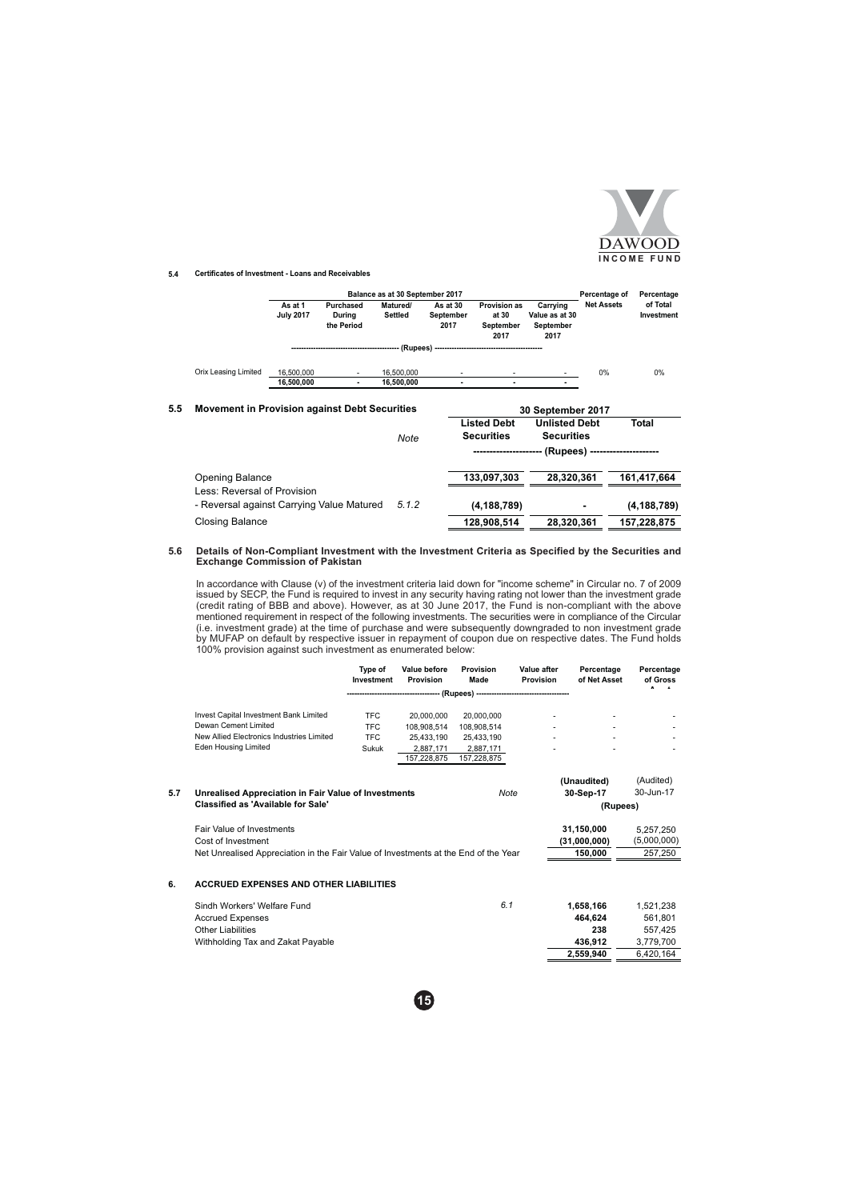### 5.4 Certificates of Investment - Loans and Receivables

| | Balance as at 30 September 2017 | | | | | | Percentage of Net Assets | Percentage of Total Investment |
|---|---|---|---|---|---|---|---|---|
| | As at 1 July 2017 | Purchased During the Period | Matured/ Settled | As at 30 September 2017 | Provision as at 30 September 2017 | Carrying Value as at 30 September 2017 | | |
| | (Rupees) | | | | | | | |
| Orix Leasing Limited | 16,500,000 | - | 16,500,000 | - | - | - | 0% | 0% |
| | 16,500,000 | - | 16,500,000 | - | - | - | | |

### 5.5 Movement in Provision against Debt Securities

| | Note | 30 September 2017 | | |
|---|---|---|---|---|
| | | Listed Debt Securities | Unlisted Debt Securities | Total |
| | | (Rupees) | | |
| Opening Balance | | 133,097,303 | 28,320,361 | 161,417,664 |
| Less: Reversal of Provision | | | | |
| - Reversal against Carrying Value Matured | 5.1.2 | (4,188,789) | - | (4,188,789) |
| Closing Balance | | 128,908,514 | 28,320,361 | 157,228,875 |

### 5.6 Details of Non-Compliant Investment with the Investment Criteria as Specified by the Securities and Exchange Commission of Pakistan

In accordance with Clause (v) of the investment criteria laid down for "income scheme" in Circular no. 7 of 2009 issued by SECP, the Fund is required to invest in any security having rating not lower than the investment grade (credit rating of BBB and above). However, as at 30 June 2017, the Fund is non-compliant with the above mentioned requirement in respect of the following investments. The securities were in compliance of the Circular (i.e. investment grade) at the time of purchase and were subsequently downgraded to non investment grade by MUFAP on default by respective issuer in repayment of coupon due on respective dates. The Fund holds 100% provision against such investment as enumerated below:

| | Type of Investment | Value before Provision | Provision Made | Value after Provision | Percentage of Net Asset | Percentage of Gross Asset |
|---|---|---|---|---|---|---|
| | | (Rupees) | | | | |
| Invest Capital Investment Bank Limited | TFC | 20,000,000 | 20,000,000 | - | - | - |
| Dewan Cement Limited | TFC | 108,908,514 | 108,908,514 | - | - | - |
| New Allied Electronics Industries Limited | TFC | 25,433,190 | 25,433,190 | - | - | - |
| Eden Housing Limited | Sukuk | 2,887,171 | 2,887,171 | - | - | - |
| | | 157,228,875 | 157,228,875 | | | |

### 5.7 Unrealised Appreciation in Fair Value of Investments Classified as 'Available for Sale'

| | Note | (Unaudited) 30-Sep-17 | (Audited) 30-Jun-17 |
|---|---|---|---|
| | | (Rupees) | |
| Fair Value of Investments | | 31,150,000 | 5,257,250 |
| Cost of Investment | | (31,000,000) | (5,000,000) |
| Net Unrealised Appreciation in the Fair Value of Investments at the End of the Year | | 150,000 | 257,250 |

## 6. ACCRUED EXPENSES AND OTHER LIABILITIES

| | Note | (Unaudited) 30-Sep-17 | (Audited) 30-Jun-17 |
|---|---|---|---|
| Sindh Workers' Welfare Fund | 6.1 | 1,658,166 | 1,521,238 |
| Accrued Expenses | | 464,624 | 561,801 |
| Other Liabilities | | 238 | 557,425 |
| Withholding Tax and Zakat Payable | | 436,912 | 3,779,700 |
| | | 2,559,940 | 6,420,164 |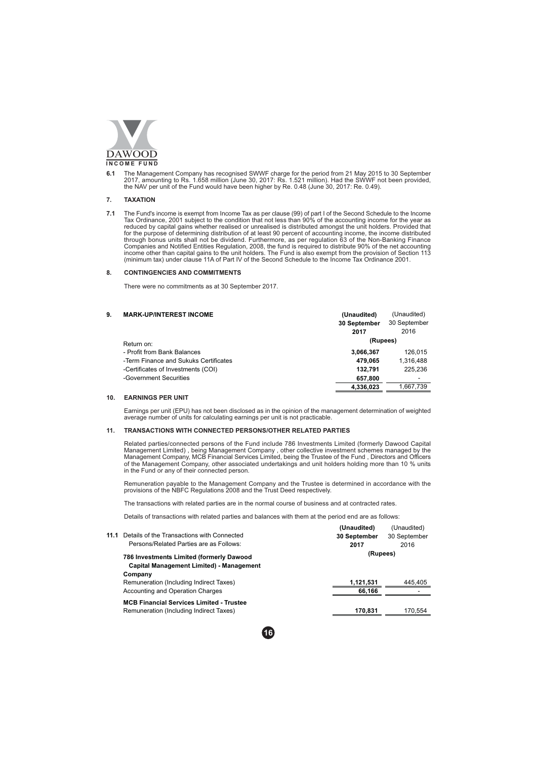**6.1** The Management Company has recognised SWWF charge for the period from 21 May 2015 to 30 September 2017, amounting to Rs. 1.658 million (June 30, 2017: Rs. 1.521 million). Had the SWWF not been provided, the NAV per unit of the Fund would have been higher by Re. 0.48 (June 30, 2017: Re. 0.49).

## 7. TAXATION

**7.1** The Fund's income is exempt from Income Tax as per clause (99) of part I of the Second Schedule to the Income Tax Ordinance, 2001 subject to the condition that not less than 90% of the accounting income for the year as reduced by capital gains whether realised or unrealised is distributed amongst the unit holders. Provided that for the purpose of determining distribution of at least 90 percent of accounting income, the income distributed through bonus units shall not be dividend. Furthermore, as per regulation 63 of the Non-Banking Finance Companies and Notified Entities Regulation, 2008, the fund is required to distribute 90% of the net accounting income other than capital gains to the unit holders. The Fund is also exempt from the provision of Section 113 (minimum tax) under clause 11A of Part IV of the Second Schedule to the Income Tax Ordinance 2001.

## 8. CONTINGENCIES AND COMMITMENTS

There were no commitments as at 30 September 2017.

## 9. MARK-UP/INTEREST INCOME

| | (Unaudited) 30 September 2017 | (Unaudited) 30 September 2016 |
|---|---|---|
| | (Rupees) | |
| Return on: | | |
| - Profit from Bank Balances | 3,066,367 | 126,015 |
| -Term Finance and Sukuks Certificates | 479,065 | 1,316,488 |
| -Certificates of Investments (COI) | 132,791 | 225,236 |
| -Government Securities | 657,800 | - |
| | 4,336,023 | 1,667,739 |

## 10. EARNINGS PER UNIT

Earnings per unit (EPU) has not been disclosed as in the opinion of the management determination of weighted average number of units for calculating earnings per unit is not practicable.

## 11. TRANSACTIONS WITH CONNECTED PERSONS/OTHER RELATED PARTIES

Related parties/connected persons of the Fund include 786 Investments Limited (formerly Dawood Capital Management Limited) , being Management Company , other collective investment schemes managed by the Management Company, MCB Financial Services Limited, being the Trustee of the Fund , Directors and Officers of the Management Company, other associated undertakings and unit holders holding more than 10 % units in the Fund or any of their connected person.

Remuneration payable to the Management Company and the Trustee is determined in accordance with the provisions of the NBFC Regulations 2008 and the Trust Deed respectively.

The transactions with related parties are in the normal course of business and at contracted rates.

Details of transactions with related parties and balances with them at the period end are as follows:

| **11.1** Details of the Transactions with Connected Persons/Related Parties are as Follows: | (Unaudited) 30 September 2017 | (Unaudited) 30 September 2016 |
|---|---|---|
| | (Rupees) | |
| **786 Investments Limited (formerly Dawood Capital Management Limited) - Management Company** | | |
| Remuneration (Including Indirect Taxes) | 1,121,531 | 445,405 |
| Accounting and Operation Charges | 66,166 | - |
| **MCB Financial Services Limited - Trustee** | | |
| Remuneration (Including Indirect Taxes) | 170,831 | 170,554 |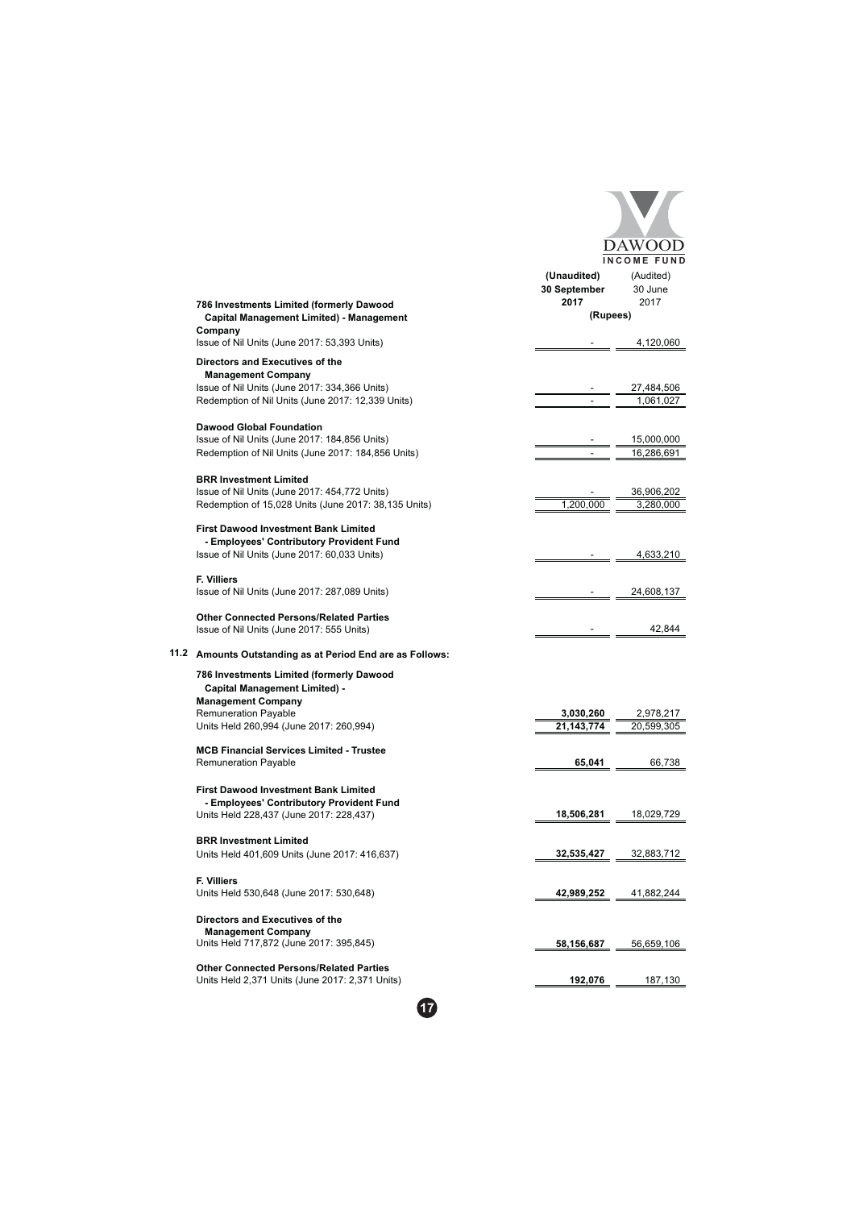| | (Unaudited) 30 September 2017 | (Audited) 30 June 2017 |
|---|---|---|
| | (Rupees) | |
| **786 Investments Limited (formerly Dawood Capital Management Limited) - Management Company** | | |
| Issue of Nil Units (June 2017: 53,393 Units) | - | 4,120,060 |
| **Directors and Executives of the Management Company** | | |
| Issue of Nil Units (June 2017: 334,366 Units) | - | 27,484,506 |
| Redemption of Nil Units (June 2017: 12,339 Units) | - | 1,061,027 |
| **Dawood Global Foundation** | | |
| Issue of Nil Units (June 2017: 184,856 Units) | - | 15,000,000 |
| Redemption of Nil Units (June 2017: 184,856 Units) | - | 16,286,691 |
| **BRR Investment Limited** | | |
| Issue of Nil Units (June 2017: 454,772 Units) | - | 36,906,202 |
| Redemption of 15,028 Units (June 2017: 38,135 Units) | 1,200,000 | 3,280,000 |
| **First Dawood Investment Bank Limited - Employees' Contributory Provident Fund** | | |
| Issue of Nil Units (June 2017: 60,033 Units) | - | 4,633,210 |
| **F. Villiers** | | |
| Issue of Nil Units (June 2017: 287,089 Units) | - | 24,608,137 |
| **Other Connected Persons/Related Parties** | | |
| Issue of Nil Units (June 2017: 555 Units) | - | 42,844 |

**11.2 Amounts Outstanding as at Period End are as Follows:**

| | (Unaudited) 30 September 2017 | (Audited) 30 June 2017 |
|---|---|---|
| **786 Investments Limited (formerly Dawood Capital Management Limited) - Management Company** | | |
| Remuneration Payable | **3,030,260** | 2,978,217 |
| Units Held 260,994 (June 2017: 260,994) | **21,143,774** | 20,599,305 |
| **MCB Financial Services Limited - Trustee** | | |
| Remuneration Payable | **65,041** | 66,738 |
| **First Dawood Investment Bank Limited - Employees' Contributory Provident Fund** | | |
| Units Held 228,437 (June 2017: 228,437) | **18,506,281** | 18,029,729 |
| **BRR Investment Limited** | | |
| Units Held 401,609 Units (June 2017: 416,637) | **32,535,427** | 32,883,712 |
| **F. Villiers** | | |
| Units Held 530,648 (June 2017: 530,648) | **42,989,252** | 41,882,244 |
| **Directors and Executives of the Management Company** | | |
| Units Held 717,872 (June 2017: 395,845) | **58,156,687** | 56,659,106 |
| **Other Connected Persons/Related Parties** | | |
| Units Held 2,371 Units (June 2017: 2,371 Units) | **192,076** | 187,130 |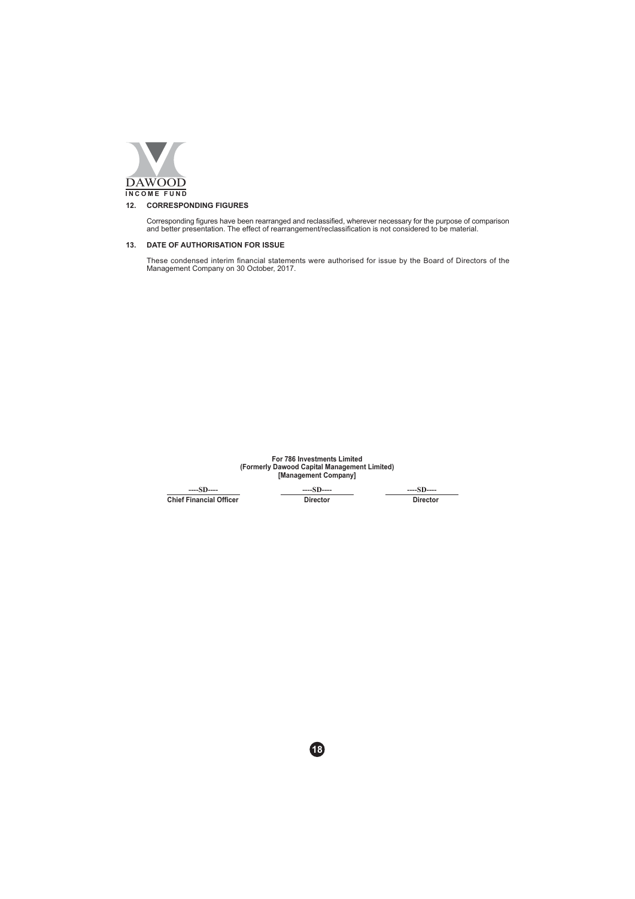## 12. CORRESPONDING FIGURES

Corresponding figures have been rearranged and reclassified, wherever necessary for the purpose of comparison and better presentation. The effect of rearrangement/reclassification is not considered to be material.

## 13. DATE OF AUTHORISATION FOR ISSUE

These condensed interim financial statements were authorised for issue by the Board of Directors of the Management Company on 30 October, 2017.

**For 786 Investments Limited**
**(Formerly Dawood Capital Management Limited)**
**[Management Company]**

| ----SD---- | ----SD---- | ----SD---- |
|---|---|---|
| **Chief Financial Officer** | **Director** | **Director** |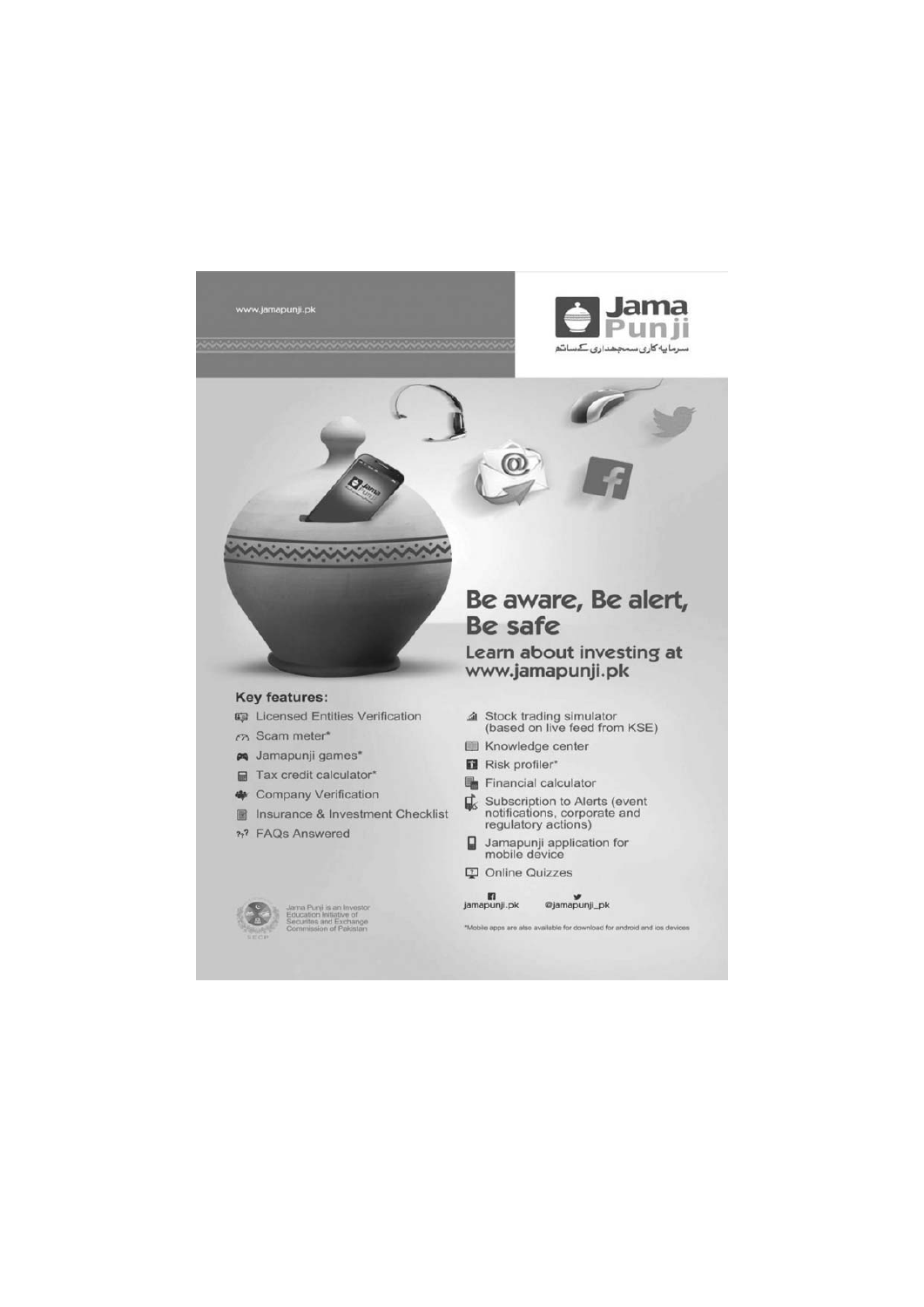www.jamapunji.pk

Jama Punji

سرمایہ کاری سمجھداری کے ساتھ

# Be aware, Be alert, Be safe

## Learn about investing at www.jamapunji.pk

**Key features:**

- Licensed Entities Verification
- Scam meter*
- Jamapunji games*
- Tax credit calculator*
- Company Verification
- Insurance & Investment Checklist
- FAQs Answered
- Stock trading simulator (based on live feed from KSE)
- Knowledge center
- Risk profiler*
- Financial calculator
- Subscription to Alerts (event notifications, corporate and regulatory actions)
- Jamapunji application for mobile device
- Online Quizzes

jamapunji.pk @jamapunji_pk

*Mobile apps are also available for download for android and ios devices

Jama Punji is an Investor Education Initiative of Securities and Exchange Commission of Pakistan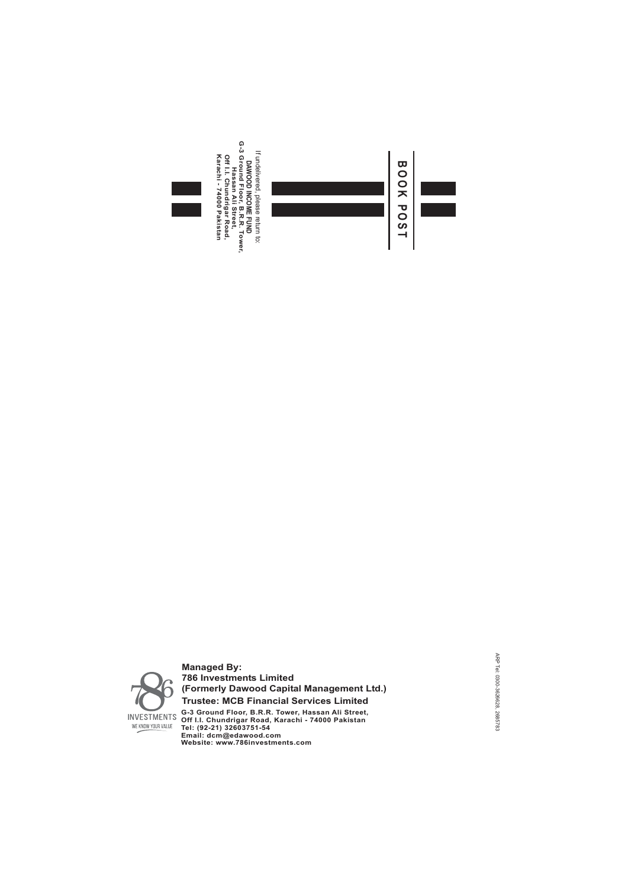BOOK POST

If undelivered, please return to:
**DAWOOD INCOME FUND**
**G-3 Ground Floor, B.R.R. Tower,**
**Hassan Ali Street,**
**Off I.I. Chundrigar Road,**
**Karachi - 74000 Pakistan**

786 INVESTMENTS
WE KNOW YOUR VALUE

**Managed By:**
**786 Investments Limited**
**(Formerly Dawood Capital Management Ltd.)**
**Trustee: MCB Financial Services Limited**
**G-3 Ground Floor, B.R.R. Tower, Hassan Ali Street,**
**Off I.I. Chundrigar Road, Karachi - 74000 Pakistan**
**Tel: (92-21) 32603751-54**
**Email: dcm@edawood.com**
**Website: www.786investments.com**

ARP Tel: 0300-3626628, 2695783